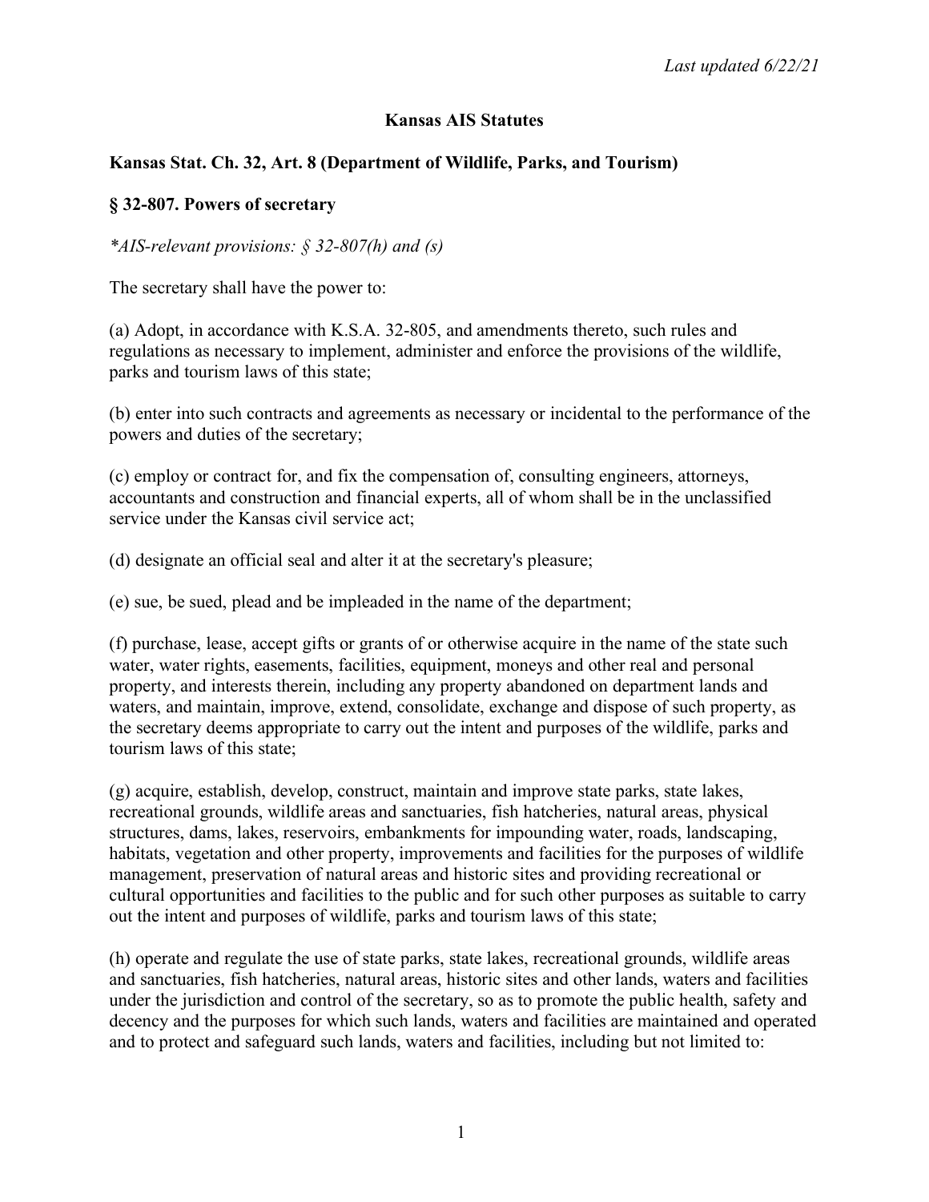*Last updated 6/22/21*

# Kansas AIS Statutes

## Kansas Stat. Ch. 32, Art. 8 (Department of Wildlife, Parks, and Tourism)

### § 32-807. Powers of secretary

*\*AIS-relevant provisions: § 32-807(h) and (s)*

The secretary shall have the power to:

(a) Adopt, in accordance with K.S.A. 32-805, and amendments thereto, such rules and regulations as necessary to implement, administer and enforce the provisions of the wildlife, parks and tourism laws of this state;

(b) enter into such contracts and agreements as necessary or incidental to the performance of the powers and duties of the secretary;

(c) employ or contract for, and fix the compensation of, consulting engineers, attorneys, accountants and construction and financial experts, all of whom shall be in the unclassified service under the Kansas civil service act;

(d) designate an official seal and alter it at the secretary's pleasure;

(e) sue, be sued, plead and be impleaded in the name of the department;

(f) purchase, lease, accept gifts or grants of or otherwise acquire in the name of the state such water, water rights, easements, facilities, equipment, moneys and other real and personal property, and interests therein, including any property abandoned on department lands and waters, and maintain, improve, extend, consolidate, exchange and dispose of such property, as the secretary deems appropriate to carry out the intent and purposes of the wildlife, parks and tourism laws of this state;

(g) acquire, establish, develop, construct, maintain and improve state parks, state lakes, recreational grounds, wildlife areas and sanctuaries, fish hatcheries, natural areas, physical structures, dams, lakes, reservoirs, embankments for impounding water, roads, landscaping, habitats, vegetation and other property, improvements and facilities for the purposes of wildlife management, preservation of natural areas and historic sites and providing recreational or cultural opportunities and facilities to the public and for such other purposes as suitable to carry out the intent and purposes of wildlife, parks and tourism laws of this state;

(h) operate and regulate the use of state parks, state lakes, recreational grounds, wildlife areas and sanctuaries, fish hatcheries, natural areas, historic sites and other lands, waters and facilities under the jurisdiction and control of the secretary, so as to promote the public health, safety and decency and the purposes for which such lands, waters and facilities are maintained and operated and to protect and safeguard such lands, waters and facilities, including but not limited to: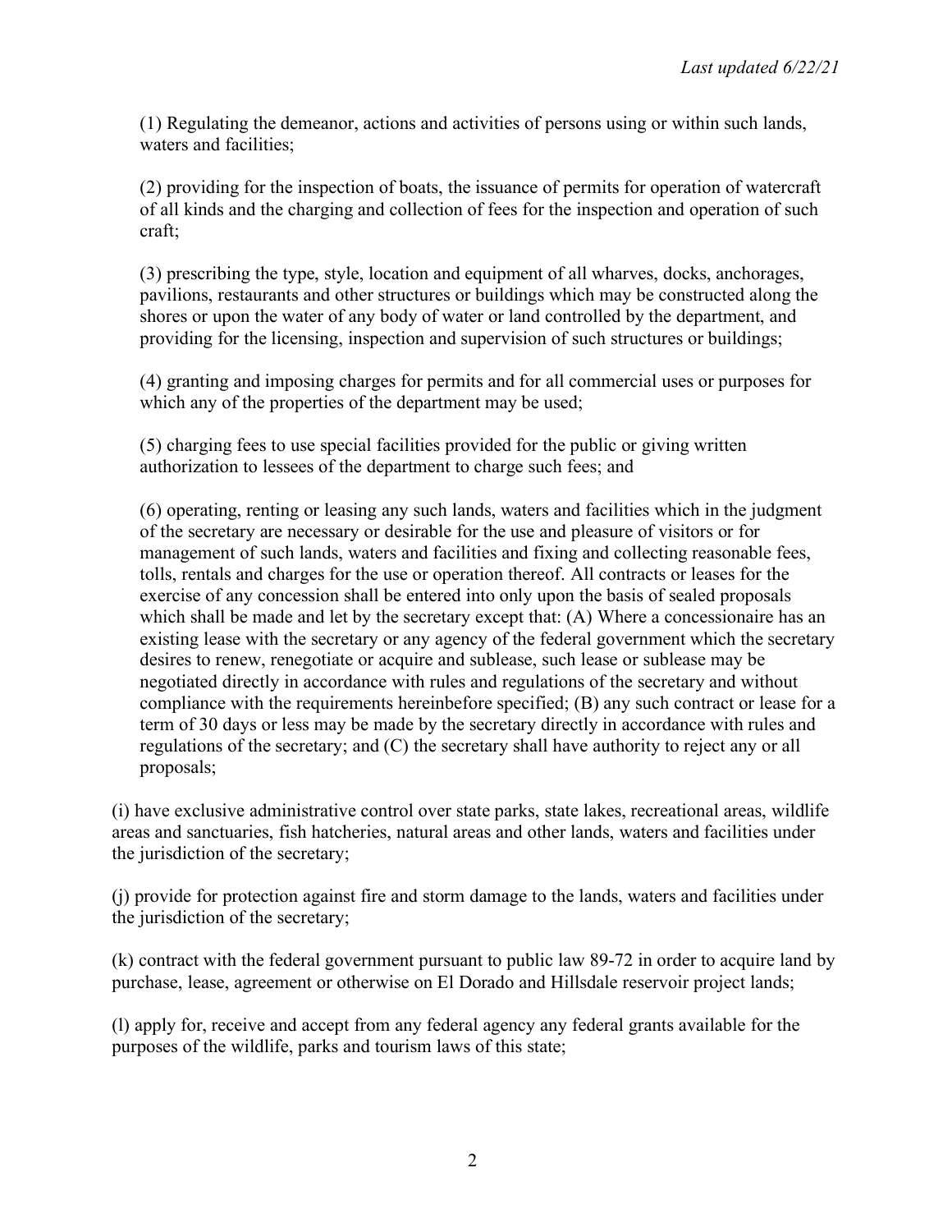(1) Regulating the demeanor, actions and activities of persons using or within such lands, waters and facilities;

(2) providing for the inspection of boats, the issuance of permits for operation of watercraft of all kinds and the charging and collection of fees for the inspection and operation of such craft;

(3) prescribing the type, style, location and equipment of all wharves, docks, anchorages, pavilions, restaurants and other structures or buildings which may be constructed along the shores or upon the water of any body of water or land controlled by the department, and providing for the licensing, inspection and supervision of such structures or buildings;

(4) granting and imposing charges for permits and for all commercial uses or purposes for which any of the properties of the department may be used;

(5) charging fees to use special facilities provided for the public or giving written authorization to lessees of the department to charge such fees; and

(6) operating, renting or leasing any such lands, waters and facilities which in the judgment of the secretary are necessary or desirable for the use and pleasure of visitors or for management of such lands, waters and facilities and fixing and collecting reasonable fees, tolls, rentals and charges for the use or operation thereof. All contracts or leases for the exercise of any concession shall be entered into only upon the basis of sealed proposals which shall be made and let by the secretary except that: (A) Where a concessionaire has an existing lease with the secretary or any agency of the federal government which the secretary desires to renew, renegotiate or acquire and sublease, such lease or sublease may be negotiated directly in accordance with rules and regulations of the secretary and without compliance with the requirements hereinbefore specified; (B) any such contract or lease for a term of 30 days or less may be made by the secretary directly in accordance with rules and regulations of the secretary; and (C) the secretary shall have authority to reject any or all proposals;

(i) have exclusive administrative control over state parks, state lakes, recreational areas, wildlife areas and sanctuaries, fish hatcheries, natural areas and other lands, waters and facilities under the jurisdiction of the secretary;

(j) provide for protection against fire and storm damage to the lands, waters and facilities under the jurisdiction of the secretary;

(k) contract with the federal government pursuant to public law 89-72 in order to acquire land by purchase, lease, agreement or otherwise on El Dorado and Hillsdale reservoir project lands;

(l) apply for, receive and accept from any federal agency any federal grants available for the purposes of the wildlife, parks and tourism laws of this state;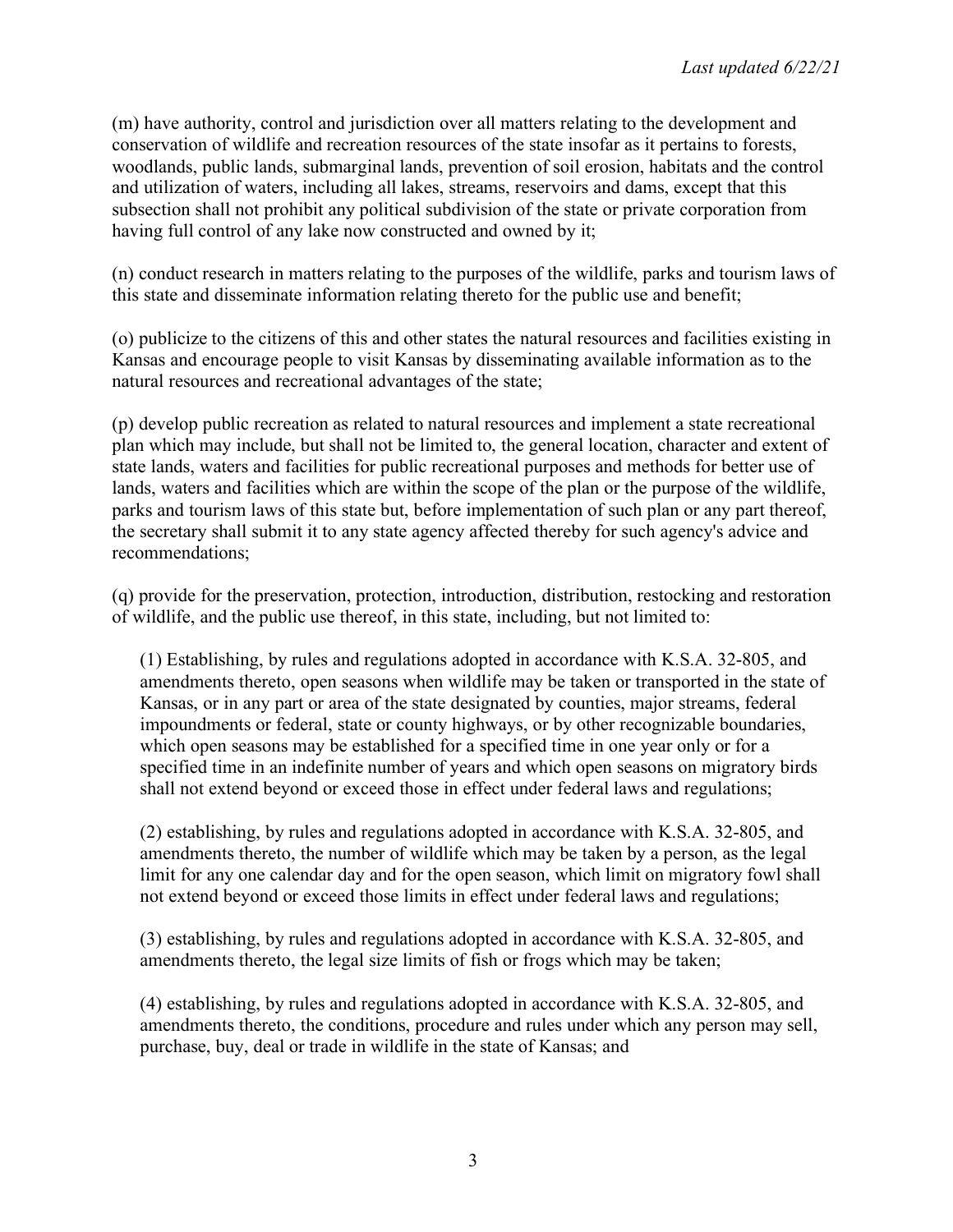(m) have authority, control and jurisdiction over all matters relating to the development and conservation of wildlife and recreation resources of the state insofar as it pertains to forests, woodlands, public lands, submarginal lands, prevention of soil erosion, habitats and the control and utilization of waters, including all lakes, streams, reservoirs and dams, except that this subsection shall not prohibit any political subdivision of the state or private corporation from having full control of any lake now constructed and owned by it;

(n) conduct research in matters relating to the purposes of the wildlife, parks and tourism laws of this state and disseminate information relating thereto for the public use and benefit;

(o) publicize to the citizens of this and other states the natural resources and facilities existing in Kansas and encourage people to visit Kansas by disseminating available information as to the natural resources and recreational advantages of the state;

(p) develop public recreation as related to natural resources and implement a state recreational plan which may include, but shall not be limited to, the general location, character and extent of state lands, waters and facilities for public recreational purposes and methods for better use of lands, waters and facilities which are within the scope of the plan or the purpose of the wildlife, parks and tourism laws of this state but, before implementation of such plan or any part thereof, the secretary shall submit it to any state agency affected thereby for such agency's advice and recommendations;

(q) provide for the preservation, protection, introduction, distribution, restocking and restoration of wildlife, and the public use thereof, in this state, including, but not limited to:

> (1) Establishing, by rules and regulations adopted in accordance with K.S.A. 32-805, and amendments thereto, open seasons when wildlife may be taken or transported in the state of Kansas, or in any part or area of the state designated by counties, major streams, federal impoundments or federal, state or county highways, or by other recognizable boundaries, which open seasons may be established for a specified time in one year only or for a specified time in an indefinite number of years and which open seasons on migratory birds shall not extend beyond or exceed those in effect under federal laws and regulations;
>
> (2) establishing, by rules and regulations adopted in accordance with K.S.A. 32-805, and amendments thereto, the number of wildlife which may be taken by a person, as the legal limit for any one calendar day and for the open season, which limit on migratory fowl shall not extend beyond or exceed those limits in effect under federal laws and regulations;
>
> (3) establishing, by rules and regulations adopted in accordance with K.S.A. 32-805, and amendments thereto, the legal size limits of fish or frogs which may be taken;
>
> (4) establishing, by rules and regulations adopted in accordance with K.S.A. 32-805, and amendments thereto, the conditions, procedure and rules under which any person may sell, purchase, buy, deal or trade in wildlife in the state of Kansas; and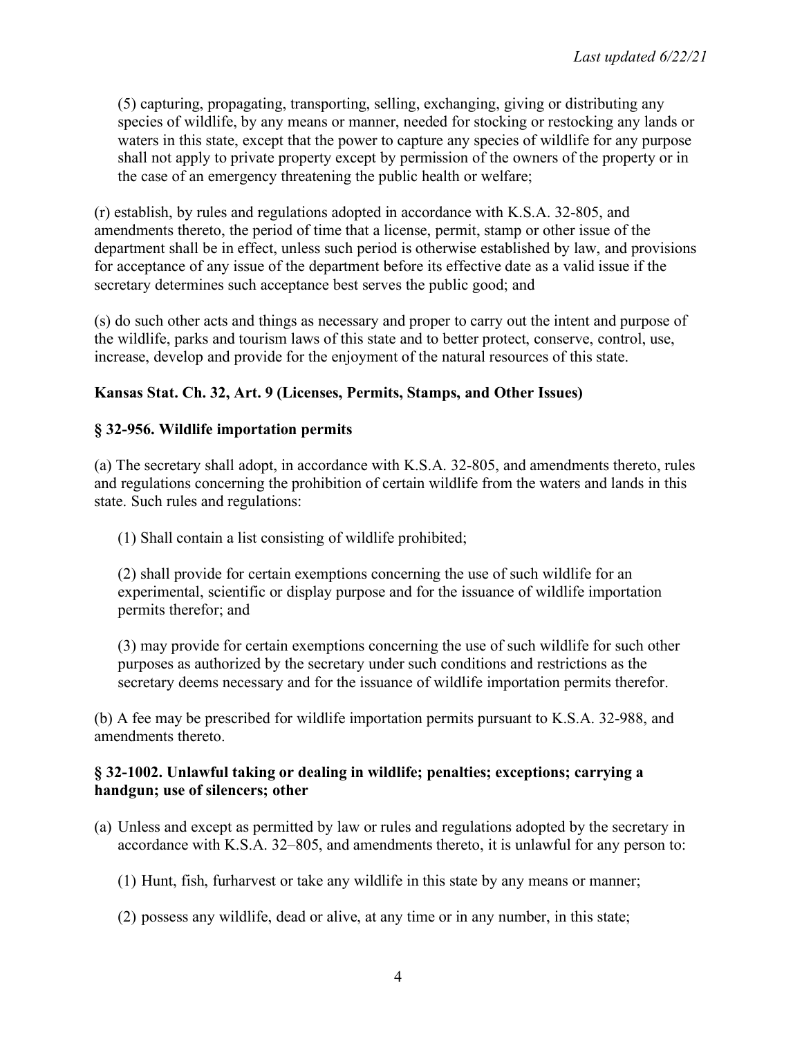(5) capturing, propagating, transporting, selling, exchanging, giving or distributing any species of wildlife, by any means or manner, needed for stocking or restocking any lands or waters in this state, except that the power to capture any species of wildlife for any purpose shall not apply to private property except by permission of the owners of the property or in the case of an emergency threatening the public health or welfare;

(r) establish, by rules and regulations adopted in accordance with K.S.A. 32-805, and amendments thereto, the period of time that a license, permit, stamp or other issue of the department shall be in effect, unless such period is otherwise established by law, and provisions for acceptance of any issue of the department before its effective date as a valid issue if the secretary determines such acceptance best serves the public good; and

(s) do such other acts and things as necessary and proper to carry out the intent and purpose of the wildlife, parks and tourism laws of this state and to better protect, conserve, control, use, increase, develop and provide for the enjoyment of the natural resources of this state.

**Kansas Stat. Ch. 32, Art. 9 (Licenses, Permits, Stamps, and Other Issues)**

**§ 32-956. Wildlife importation permits**

(a) The secretary shall adopt, in accordance with K.S.A. 32-805, and amendments thereto, rules and regulations concerning the prohibition of certain wildlife from the waters and lands in this state. Such rules and regulations:

(1) Shall contain a list consisting of wildlife prohibited;

(2) shall provide for certain exemptions concerning the use of such wildlife for an experimental, scientific or display purpose and for the issuance of wildlife importation permits therefor; and

(3) may provide for certain exemptions concerning the use of such wildlife for such other purposes as authorized by the secretary under such conditions and restrictions as the secretary deems necessary and for the issuance of wildlife importation permits therefor.

(b) A fee may be prescribed for wildlife importation permits pursuant to K.S.A. 32-988, and amendments thereto.

**§ 32-1002. Unlawful taking or dealing in wildlife; penalties; exceptions; carrying a handgun; use of silencers; other**

(a) Unless and except as permitted by law or rules and regulations adopted by the secretary in accordance with K.S.A. 32–805, and amendments thereto, it is unlawful for any person to:

(1) Hunt, fish, furharvest or take any wildlife in this state by any means or manner;

(2) possess any wildlife, dead or alive, at any time or in any number, in this state;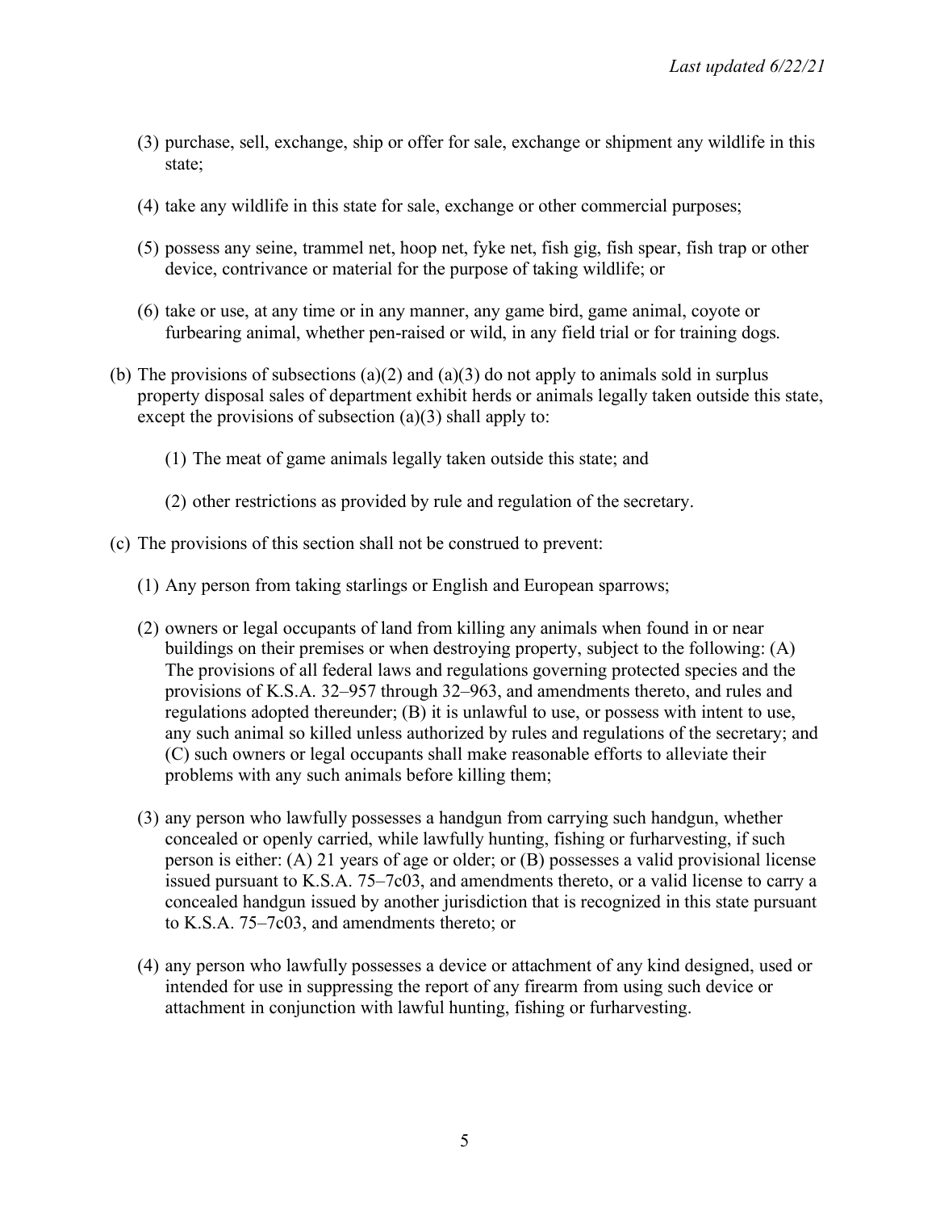(3) purchase, sell, exchange, ship or offer for sale, exchange or shipment any wildlife in this state;

(4) take any wildlife in this state for sale, exchange or other commercial purposes;

(5) possess any seine, trammel net, hoop net, fyke net, fish gig, fish spear, fish trap or other device, contrivance or material for the purpose of taking wildlife; or

(6) take or use, at any time or in any manner, any game bird, game animal, coyote or furbearing animal, whether pen-raised or wild, in any field trial or for training dogs.

(b) The provisions of subsections (a)(2) and (a)(3) do not apply to animals sold in surplus property disposal sales of department exhibit herds or animals legally taken outside this state, except the provisions of subsection (a)(3) shall apply to:

(1) The meat of game animals legally taken outside this state; and

(2) other restrictions as provided by rule and regulation of the secretary.

(c) The provisions of this section shall not be construed to prevent:

(1) Any person from taking starlings or English and European sparrows;

(2) owners or legal occupants of land from killing any animals when found in or near buildings on their premises or when destroying property, subject to the following: (A) The provisions of all federal laws and regulations governing protected species and the provisions of K.S.A. 32–957 through 32–963, and amendments thereto, and rules and regulations adopted thereunder; (B) it is unlawful to use, or possess with intent to use, any such animal so killed unless authorized by rules and regulations of the secretary; and (C) such owners or legal occupants shall make reasonable efforts to alleviate their problems with any such animals before killing them;

(3) any person who lawfully possesses a handgun from carrying such handgun, whether concealed or openly carried, while lawfully hunting, fishing or furharvesting, if such person is either: (A) 21 years of age or older; or (B) possesses a valid provisional license issued pursuant to K.S.A. 75–7c03, and amendments thereto, or a valid license to carry a concealed handgun issued by another jurisdiction that is recognized in this state pursuant to K.S.A. 75–7c03, and amendments thereto; or

(4) any person who lawfully possesses a device or attachment of any kind designed, used or intended for use in suppressing the report of any firearm from using such device or attachment in conjunction with lawful hunting, fishing or furharvesting.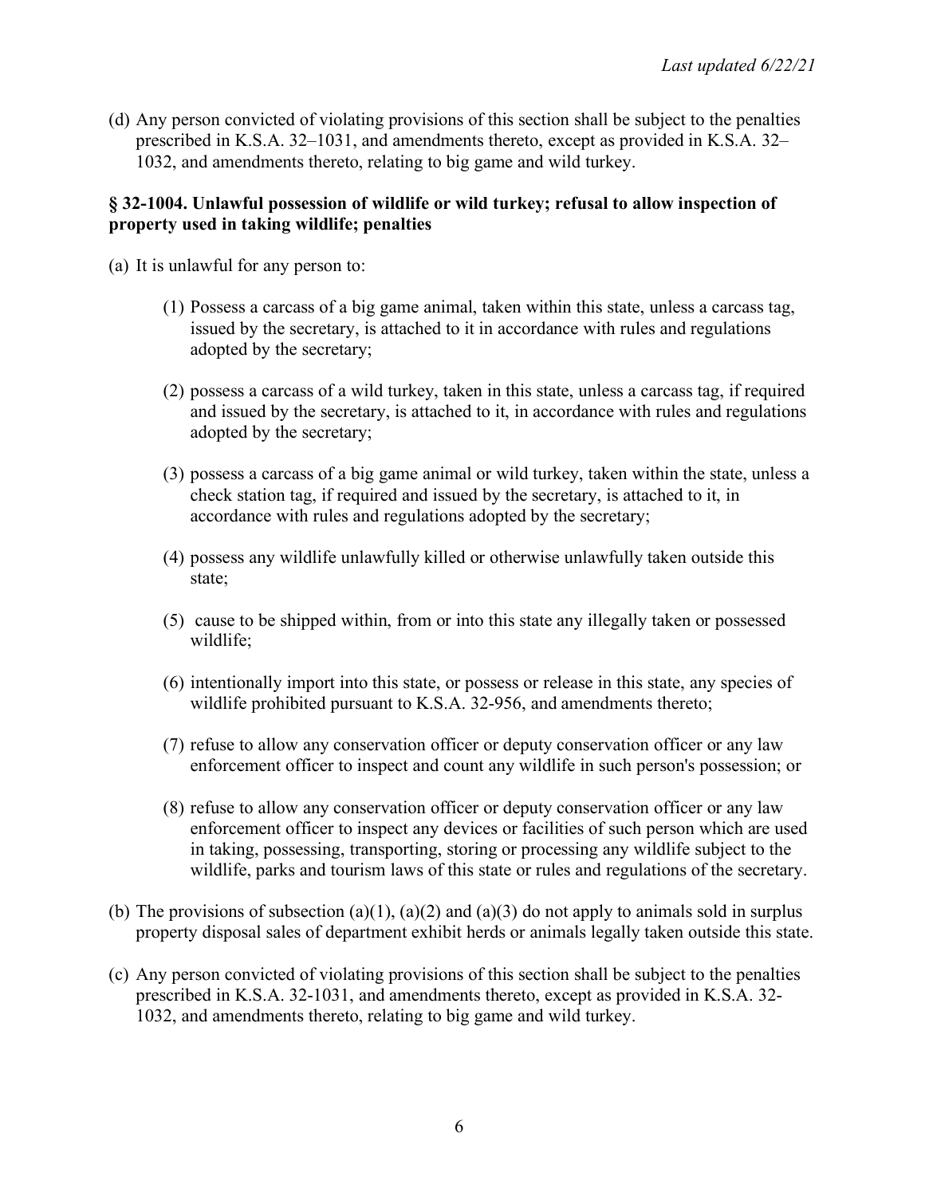(d) Any person convicted of violating provisions of this section shall be subject to the penalties prescribed in K.S.A. 32–1031, and amendments thereto, except as provided in K.S.A. 32–1032, and amendments thereto, relating to big game and wild turkey.

**§ 32-1004. Unlawful possession of wildlife or wild turkey; refusal to allow inspection of property used in taking wildlife; penalties**

(a) It is unlawful for any person to:

(1) Possess a carcass of a big game animal, taken within this state, unless a carcass tag, issued by the secretary, is attached to it in accordance with rules and regulations adopted by the secretary;

(2) possess a carcass of a wild turkey, taken in this state, unless a carcass tag, if required and issued by the secretary, is attached to it, in accordance with rules and regulations adopted by the secretary;

(3) possess a carcass of a big game animal or wild turkey, taken within the state, unless a check station tag, if required and issued by the secretary, is attached to it, in accordance with rules and regulations adopted by the secretary;

(4) possess any wildlife unlawfully killed or otherwise unlawfully taken outside this state;

(5) cause to be shipped within, from or into this state any illegally taken or possessed wildlife;

(6) intentionally import into this state, or possess or release in this state, any species of wildlife prohibited pursuant to K.S.A. 32-956, and amendments thereto;

(7) refuse to allow any conservation officer or deputy conservation officer or any law enforcement officer to inspect and count any wildlife in such person's possession; or

(8) refuse to allow any conservation officer or deputy conservation officer or any law enforcement officer to inspect any devices or facilities of such person which are used in taking, possessing, transporting, storing or processing any wildlife subject to the wildlife, parks and tourism laws of this state or rules and regulations of the secretary.

(b) The provisions of subsection (a)(1), (a)(2) and (a)(3) do not apply to animals sold in surplus property disposal sales of department exhibit herds or animals legally taken outside this state.

(c) Any person convicted of violating provisions of this section shall be subject to the penalties prescribed in K.S.A. 32-1031, and amendments thereto, except as provided in K.S.A. 32-1032, and amendments thereto, relating to big game and wild turkey.